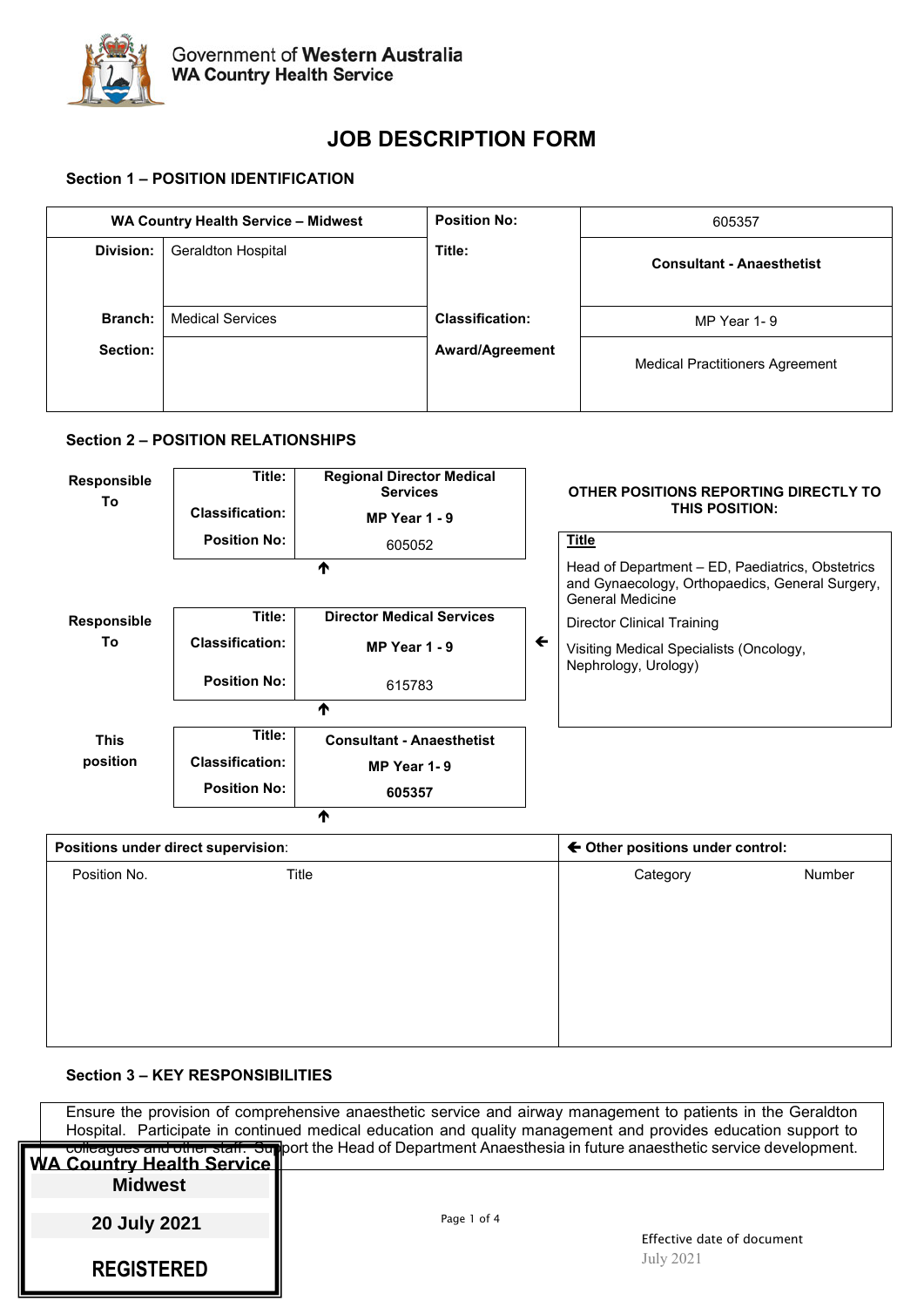Government of **Western Australia**
**WA Country Health Service**

# JOB DESCRIPTION FORM

## Section 1 – POSITION IDENTIFICATION

| **WA Country Health Service – Midwest** | | **Position No:** | 605357 |
|---|---|---|---|
| **Division:** | Geraldton Hospital | **Title:** | **Consultant - Anaesthetist** |
| **Branch:** | Medical Services | **Classification:** | MP Year 1- 9 |
| **Section:** | | **Award/Agreement** | Medical Practitioners Agreement |

## Section 2 – POSITION RELATIONSHIPS

**Responsible To**

| | |
|---|---|
| **Title:** | **Regional Director Medical Services** |
| **Classification:** | **MP Year 1 - 9** |
| **Position No:** | 605052 |

↑

**Responsible To**

| | |
|---|---|
| **Title:** | **Director Medical Services** |
| **Classification:** | **MP Year 1 - 9** |
| **Position No:** | 615783 |

↑

**This position**

| | |
|---|---|
| **Title:** | **Consultant - Anaesthetist** |
| **Classification:** | **MP Year 1- 9** |
| **Position No:** | **605357** |

↑

**OTHER POSITIONS REPORTING DIRECTLY TO THIS POSITION:**

**Title**

- Head of Department – ED, Paediatrics, Obstetrics and Gynaecology, Orthopaedics, General Surgery, General Medicine
- Director Clinical Training
- Visiting Medical Specialists (Oncology, Nephrology, Urology)

| **Positions under direct supervision**: | | **← Other positions under control:** | |
|---|---|---|---|
| Position No. | Title | Category | Number |
| | | | |

## Section 3 – KEY RESPONSIBILITIES

Ensure the provision of comprehensive anaesthetic service and airway management to patients in the Geraldton Hospital. Participate in continued medical education and quality management and provides education support to colleagues and other staff. Support the Head of Department Anaesthesia in future anaesthetic service development.

**WA Country Health Service**
**Midwest**
**20 July 2021**
**REGISTERED**

Effective date of document
July 2021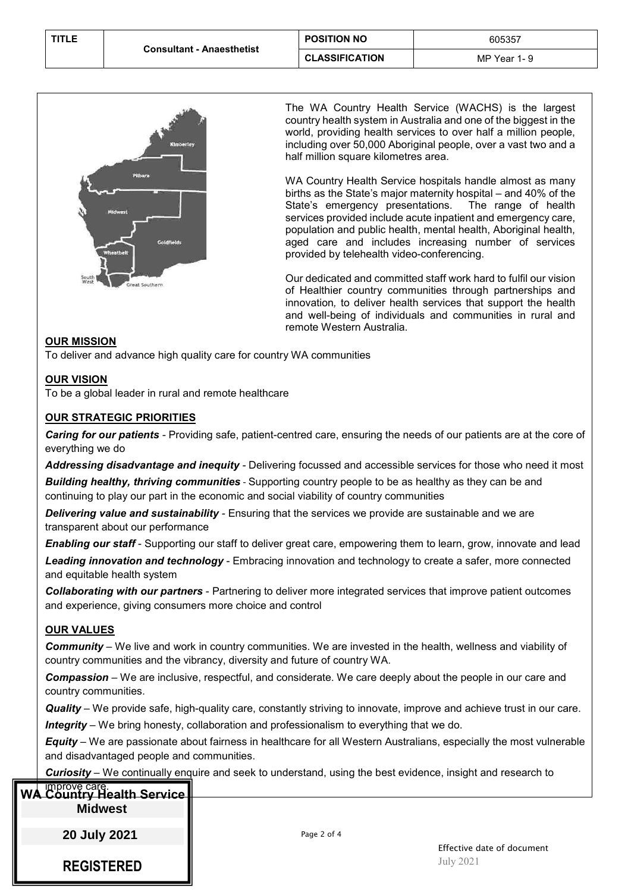| TITLE | Consultant - Anaesthetist | POSITION NO | 605357 |
|---|---|---|---|
| | | CLASSIFICATION | MP Year 1- 9 |

The WA Country Health Service (WACHS) is the largest country health system in Australia and one of the biggest in the world, providing health services to over half a million people, including over 50,000 Aboriginal people, over a vast two and a half million square kilometres area.

WA Country Health Service hospitals handle almost as many births as the State's major maternity hospital – and 40% of the State's emergency presentations. The range of health services provided include acute inpatient and emergency care, population and public health, mental health, Aboriginal health, aged care and includes increasing number of services provided by telehealth video-conferencing.

Our dedicated and committed staff work hard to fulfil our vision of Healthier country communities through partnerships and innovation, to deliver health services that support the health and well-being of individuals and communities in rural and remote Western Australia.

**OUR MISSION**

To deliver and advance high quality care for country WA communities

**OUR VISION**

To be a global leader in rural and remote healthcare

**OUR STRATEGIC PRIORITIES**

***Caring for our patients*** - Providing safe, patient-centred care, ensuring the needs of our patients are at the core of everything we do

***Addressing disadvantage and inequity*** - Delivering focussed and accessible services for those who need it most

***Building healthy, thriving communities*** - Supporting country people to be as healthy as they can be and continuing to play our part in the economic and social viability of country communities

***Delivering value and sustainability*** - Ensuring that the services we provide are sustainable and we are transparent about our performance

***Enabling our staff*** - Supporting our staff to deliver great care, empowering them to learn, grow, innovate and lead

***Leading innovation and technology*** - Embracing innovation and technology to create a safer, more connected and equitable health system

***Collaborating with our partners*** - Partnering to deliver more integrated services that improve patient outcomes and experience, giving consumers more choice and control

**OUR VALUES**

***Community*** – We live and work in country communities. We are invested in the health, wellness and viability of country communities and the vibrancy, diversity and future of country WA.

***Compassion*** – We are inclusive, respectful, and considerate. We care deeply about the people in our care and country communities.

***Quality*** – We provide safe, high-quality care, constantly striving to innovate, improve and achieve trust in our care.

***Integrity*** – We bring honesty, collaboration and professionalism to everything that we do.

***Equity*** – We are passionate about fairness in healthcare for all Western Australians, especially the most vulnerable and disadvantaged people and communities.

***Curiosity*** – We continually enquire and seek to understand, using the best evidence, insight and research to improve care.

**WA Country Health Service**
**Midwest**
**20 July 2021**
**REGISTERED**

Effective date of document
July 2021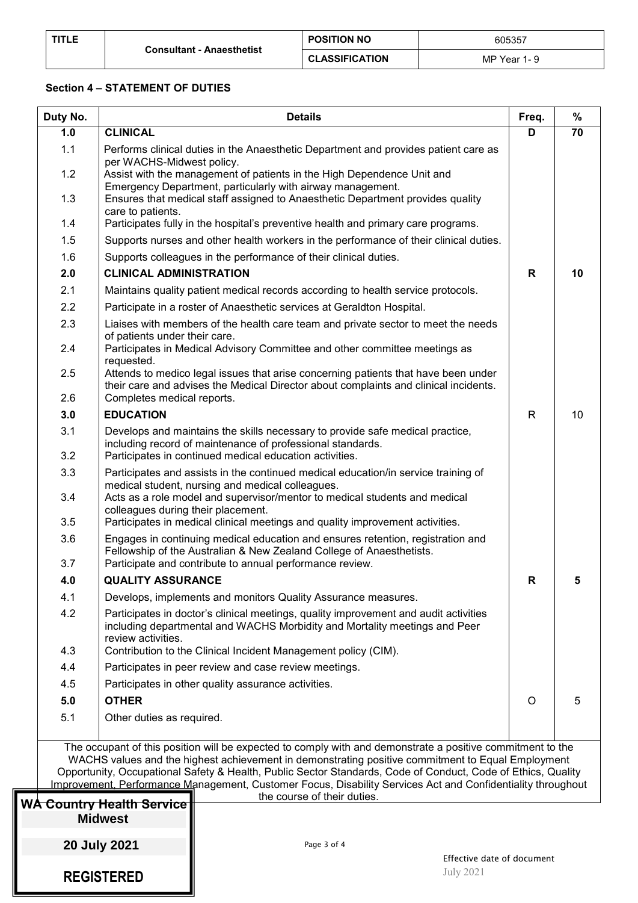| TITLE | Consultant - Anaesthetist | POSITION NO | 605357 |
|---|---|---|---|
| | | CLASSIFICATION | MP Year 1- 9 |

**Section 4 – STATEMENT OF DUTIES**

| Duty No. | Details | Freq. | % |
|---|---|---|---|
| **1.0** | **CLINICAL** | **D** | **70** |
| 1.1 | Performs clinical duties in the Anaesthetic Department and provides patient care as per WACHS-Midwest policy. | | |
| 1.2 | Assist with the management of patients in the High Dependence Unit and Emergency Department, particularly with airway management. | | |
| 1.3 | Ensures that medical staff assigned to Anaesthetic Department provides quality care to patients. | | |
| 1.4 | Participates fully in the hospital's preventive health and primary care programs. | | |
| 1.5 | Supports nurses and other health workers in the performance of their clinical duties. | | |
| 1.6 | Supports colleagues in the performance of their clinical duties. | | |
| **2.0** | **CLINICAL ADMINISTRATION** | **R** | **10** |
| 2.1 | Maintains quality patient medical records according to health service protocols. | | |
| 2.2 | Participate in a roster of Anaesthetic services at Geraldton Hospital. | | |
| 2.3 | Liaises with members of the health care team and private sector to meet the needs of patients under their care. | | |
| 2.4 | Participates in Medical Advisory Committee and other committee meetings as requested. | | |
| 2.5 | Attends to medico legal issues that arise concerning patients that have been under their care and advises the Medical Director about complaints and clinical incidents. | | |
| 2.6 | Completes medical reports. | | |
| **3.0** | **EDUCATION** | R | 10 |
| 3.1 | Develops and maintains the skills necessary to provide safe medical practice, including record of maintenance of professional standards. | | |
| 3.2 | Participates in continued medical education activities. | | |
| 3.3 | Participates and assists in the continued medical education/in service training of medical student, nursing and medical colleagues. | | |
| 3.4 | Acts as a role model and supervisor/mentor to medical students and medical colleagues during their placement. | | |
| 3.5 | Participates in medical clinical meetings and quality improvement activities. | | |
| 3.6 | Engages in continuing medical education and ensures retention, registration and Fellowship of the Australian & New Zealand College of Anaesthetists. | | |
| 3.7 | Participate and contribute to annual performance review. | | |
| **4.0** | **QUALITY ASSURANCE** | **R** | **5** |
| 4.1 | Develops, implements and monitors Quality Assurance measures. | | |
| 4.2 | Participates in doctor's clinical meetings, quality improvement and audit activities including departmental and WACHS Morbidity and Mortality meetings and Peer review activities. | | |
| 4.3 | Contribution to the Clinical Incident Management policy (CIM). | | |
| 4.4 | Participates in peer review and case review meetings. | | |
| 4.5 | Participates in other quality assurance activities. | | |
| **5.0** | **OTHER** | O | 5 |
| 5.1 | Other duties as required. | | |

The occupant of this position will be expected to comply with and demonstrate a positive commitment to the WACHS values and the highest achievement in demonstrating positive commitment to Equal Employment Opportunity, Occupational Safety & Health, Public Sector Standards, Code of Conduct, Code of Ethics, Quality Improvement, Performance Management, Customer Focus, Disability Services Act and Confidentiality throughout the course of their duties.

**WA Country Health Service**
**Midwest**

**20 July 2021**

**REGISTERED**

Effective date of document
July 2021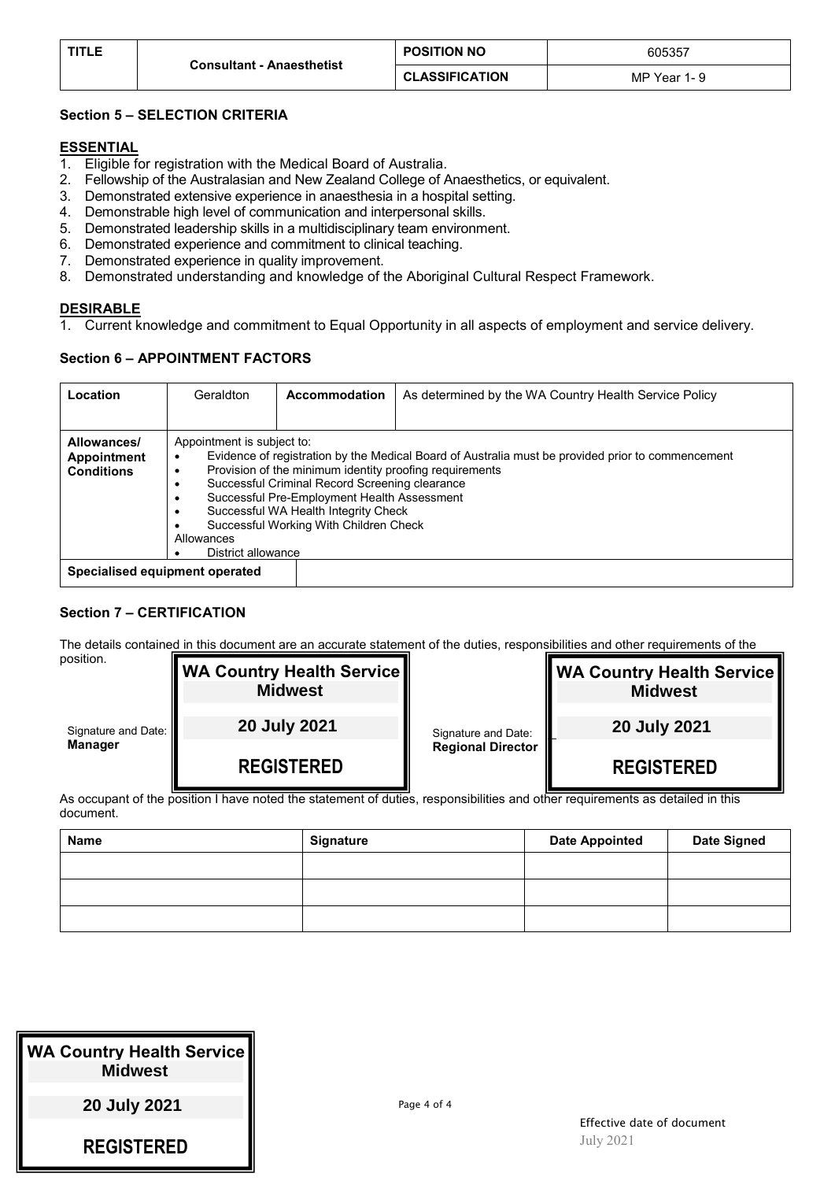| TITLE | Consultant - Anaesthetist | POSITION NO | 605357 |
|---|---|---|---|
| | | CLASSIFICATION | MP Year 1- 9 |

### Section 5 – SELECTION CRITERIA

**ESSENTIAL**

1. Eligible for registration with the Medical Board of Australia.
2. Fellowship of the Australasian and New Zealand College of Anaesthetics, or equivalent.
3. Demonstrated extensive experience in anaesthesia in a hospital setting.
4. Demonstrable high level of communication and interpersonal skills.
5. Demonstrated leadership skills in a multidisciplinary team environment.
6. Demonstrated experience and commitment to clinical teaching.
7. Demonstrated experience in quality improvement.
8. Demonstrated understanding and knowledge of the Aboriginal Cultural Respect Framework.

**DESIRABLE**

1. Current knowledge and commitment to Equal Opportunity in all aspects of employment and service delivery.

### Section 6 – APPOINTMENT FACTORS

| Location | Geraldton | Accommodation | As determined by the WA Country Health Service Policy |
|---|---|---|---|
| **Allowances/ Appointment Conditions** | Appointment is subject to:<br>• Evidence of registration by the Medical Board of Australia must be provided prior to commencement<br>• Provision of the minimum identity proofing requirements<br>• Successful Criminal Record Screening clearance<br>• Successful Pre-Employment Health Assessment<br>• Successful WA Health Integrity Check<br>• Successful Working With Children Check<br>Allowances<br>• District allowance | | |
| **Specialised equipment operated** | | | |

### Section 7 – CERTIFICATION

The details contained in this document are an accurate statement of the duties, responsibilities and other requirements of the position.

Signature and Date:
**Manager**

WA Country Health Service Midwest
20 July 2021
REGISTERED

Signature and Date:
**Regional Director**

WA Country Health Service Midwest
20 July 2021
REGISTERED

As occupant of the position I have noted the statement of duties, responsibilities and other requirements as detailed in this document.

| Name | Signature | Date Appointed | Date Signed |
|---|---|---|---|
| | | | |
| | | | |
| | | | |

WA Country Health Service Midwest
20 July 2021
REGISTERED

Effective date of document
July 2021